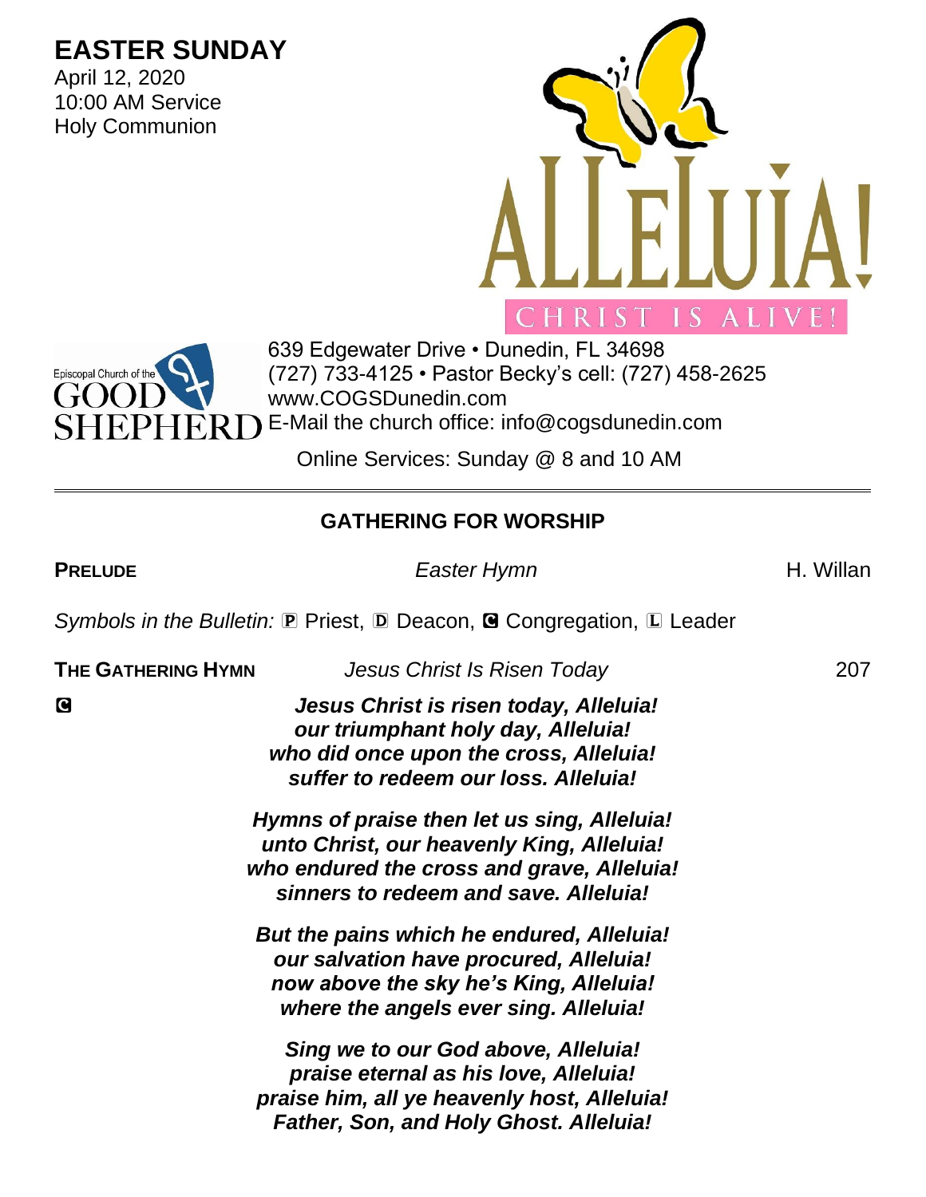# EASTER SUNDAY

April 12, 2020
10:00 AM Service
Holy Communion

ALLELUIA!
CHRIST IS ALIVE!

Episcopal Church of the GOOD SHEPHERD

639 Edgewater Drive • Dunedin, FL 34698
(727) 733-4125 • Pastor Becky's cell: (727) 458-2625
www.COGSDunedin.com
E-Mail the church office: info@cogsdunedin.com

Online Services: Sunday @ 8 and 10 AM

---

## GATHERING FOR WORSHIP

**PRELUDE** *Easter Hymn* H. Willan

*Symbols in the Bulletin:* Ⓟ Priest, Ⓓ Deacon, Ⓒ Congregation, Ⓛ Leader

**THE GATHERING HYMN** *Jesus Christ Is Risen Today* 207

Ⓒ

***Jesus Christ is risen today, Alleluia!***
***our triumphant holy day, Alleluia!***
***who did once upon the cross, Alleluia!***
***suffer to redeem our loss. Alleluia!***

***Hymns of praise then let us sing, Alleluia!***
***unto Christ, our heavenly King, Alleluia!***
***who endured the cross and grave, Alleluia!***
***sinners to redeem and save. Alleluia!***

***But the pains which he endured, Alleluia!***
***our salvation have procured, Alleluia!***
***now above the sky he's King, Alleluia!***
***where the angels ever sing. Alleluia!***

***Sing we to our God above, Alleluia!***
***praise eternal as his love, Alleluia!***
***praise him, all ye heavenly host, Alleluia!***
***Father, Son, and Holy Ghost. Alleluia!***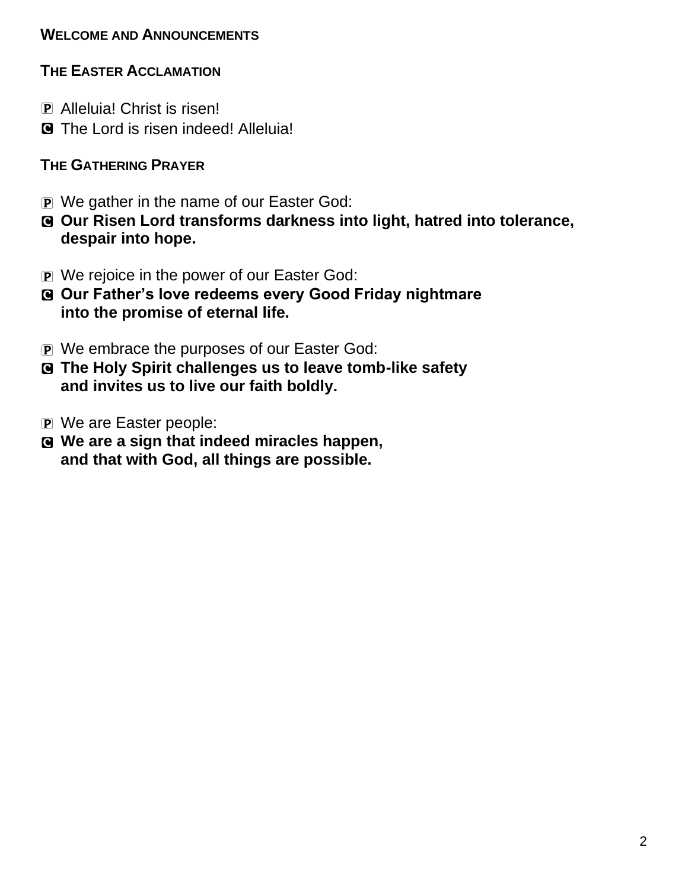**WELCOME AND ANNOUNCEMENTS**

**THE EASTER ACCLAMATION**

P Alleluia! Christ is risen!
C The Lord is risen indeed! Alleluia!

**THE GATHERING PRAYER**

P We gather in the name of our Easter God:
C **Our Risen Lord transforms darkness into light, hatred into tolerance, despair into hope.**

P We rejoice in the power of our Easter God:
C **Our Father's love redeems every Good Friday nightmare into the promise of eternal life.**

P We embrace the purposes of our Easter God:
C **The Holy Spirit challenges us to leave tomb-like safety and invites us to live our faith boldly.**

P We are Easter people:
C **We are a sign that indeed miracles happen, and that with God, all things are possible.**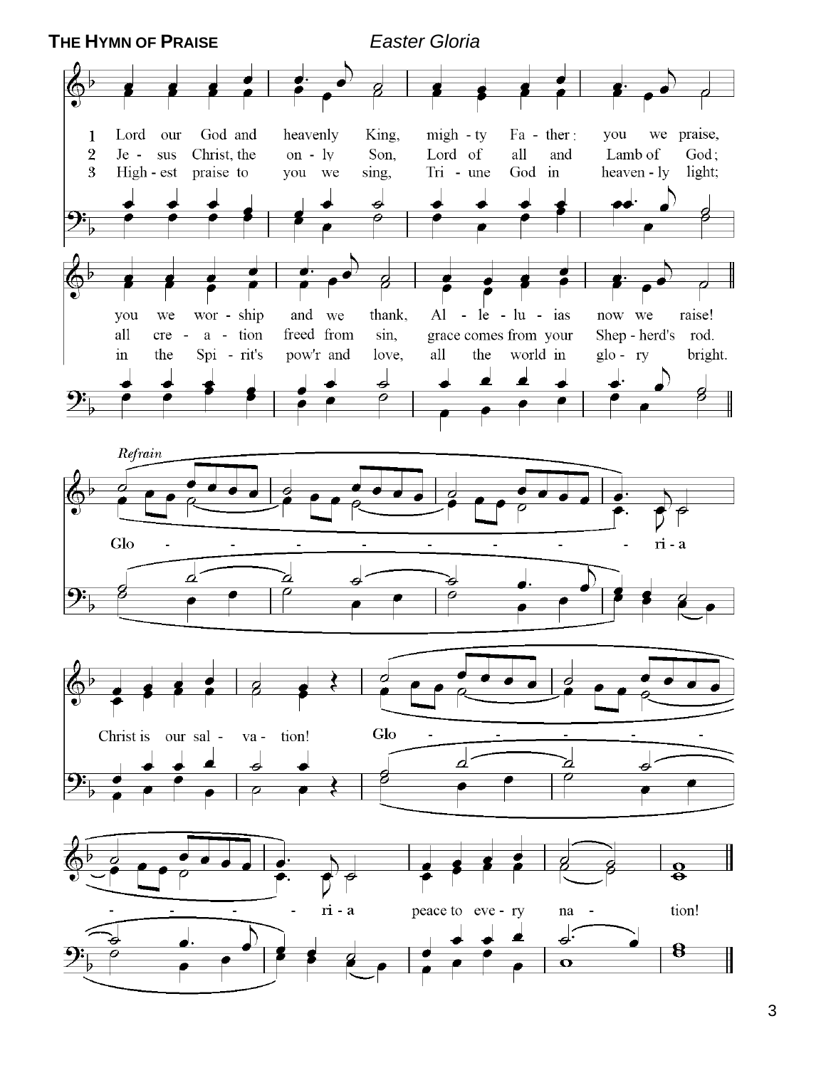**THE HYMN OF PRAISE** *Easter Gloria*

1 Lord our God and heavenly King, mighty Father: you we praise, you we worship and we thank, Alleluias now we raise!

2 Jesus Christ, the only Son, Lord of all and Lamb of God; all creation freed from sin, grace comes from your Shepherd's rod.

3 Highest praise to you we sing, Triune God in heavenly light; in the Spirit's pow'r and love, all the world in glory bright.

*Refrain*

Gloria Christ is our salvation! Gloria peace to every nation!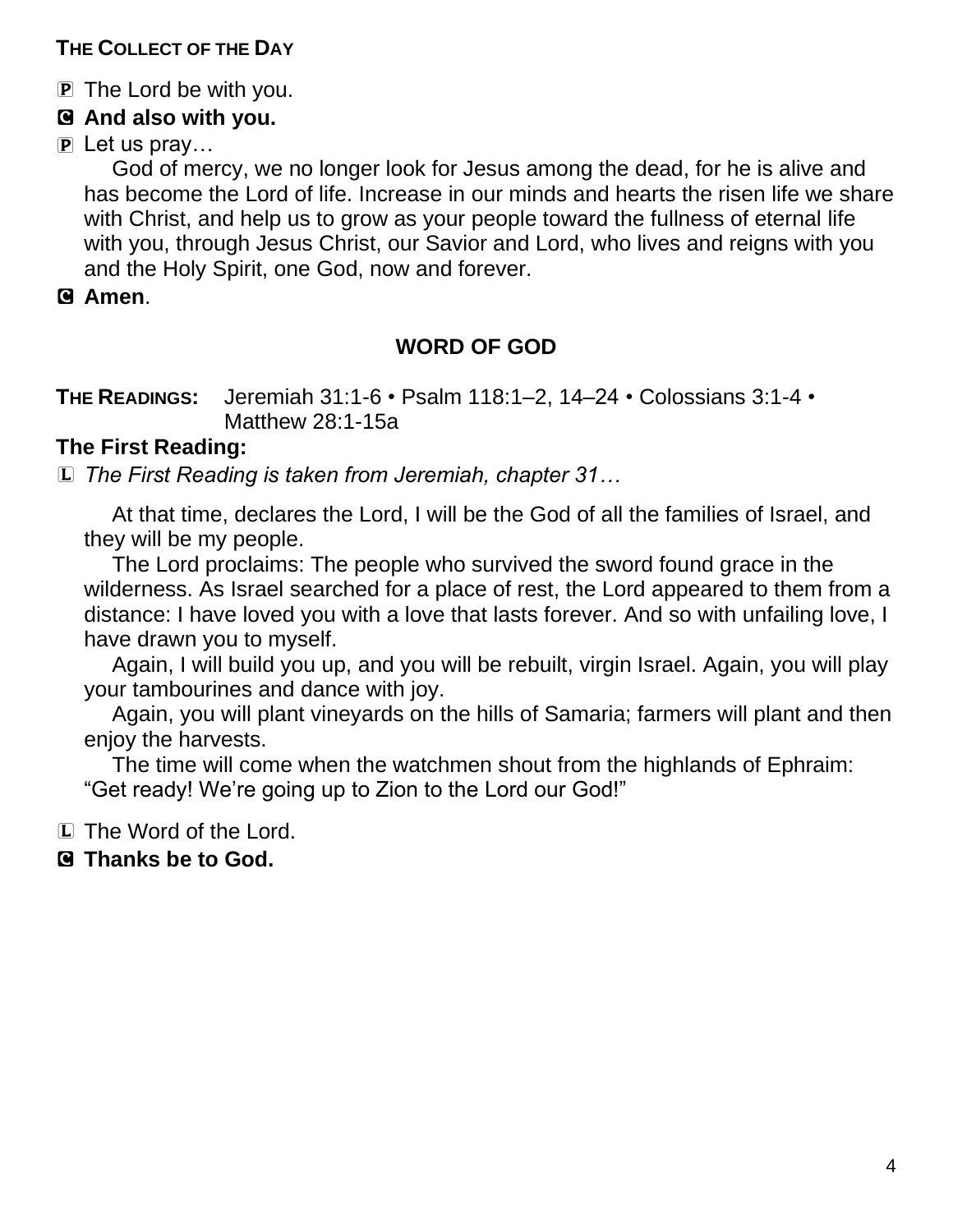**THE COLLECT OF THE DAY**

P The Lord be with you.

C **And also with you.**

P Let us pray…

God of mercy, we no longer look for Jesus among the dead, for he is alive and has become the Lord of life. Increase in our minds and hearts the risen life we share with Christ, and help us to grow as your people toward the fullness of eternal life with you, through Jesus Christ, our Savior and Lord, who lives and reigns with you and the Holy Spirit, one God, now and forever.

C **Amen**.

## WORD OF GOD

**THE READINGS:** Jeremiah 31:1-6 • Psalm 118:1–2, 14–24 • Colossians 3:1-4 • Matthew 28:1-15a

**The First Reading:**

L *The First Reading is taken from Jeremiah, chapter 31…*

At that time, declares the Lord, I will be the God of all the families of Israel, and they will be my people.

The Lord proclaims: The people who survived the sword found grace in the wilderness. As Israel searched for a place of rest, the Lord appeared to them from a distance: I have loved you with a love that lasts forever. And so with unfailing love, I have drawn you to myself.

Again, I will build you up, and you will be rebuilt, virgin Israel. Again, you will play your tambourines and dance with joy.

Again, you will plant vineyards on the hills of Samaria; farmers will plant and then enjoy the harvests.

The time will come when the watchmen shout from the highlands of Ephraim: "Get ready! We're going up to Zion to the Lord our God!"

L The Word of the Lord.

C **Thanks be to God.**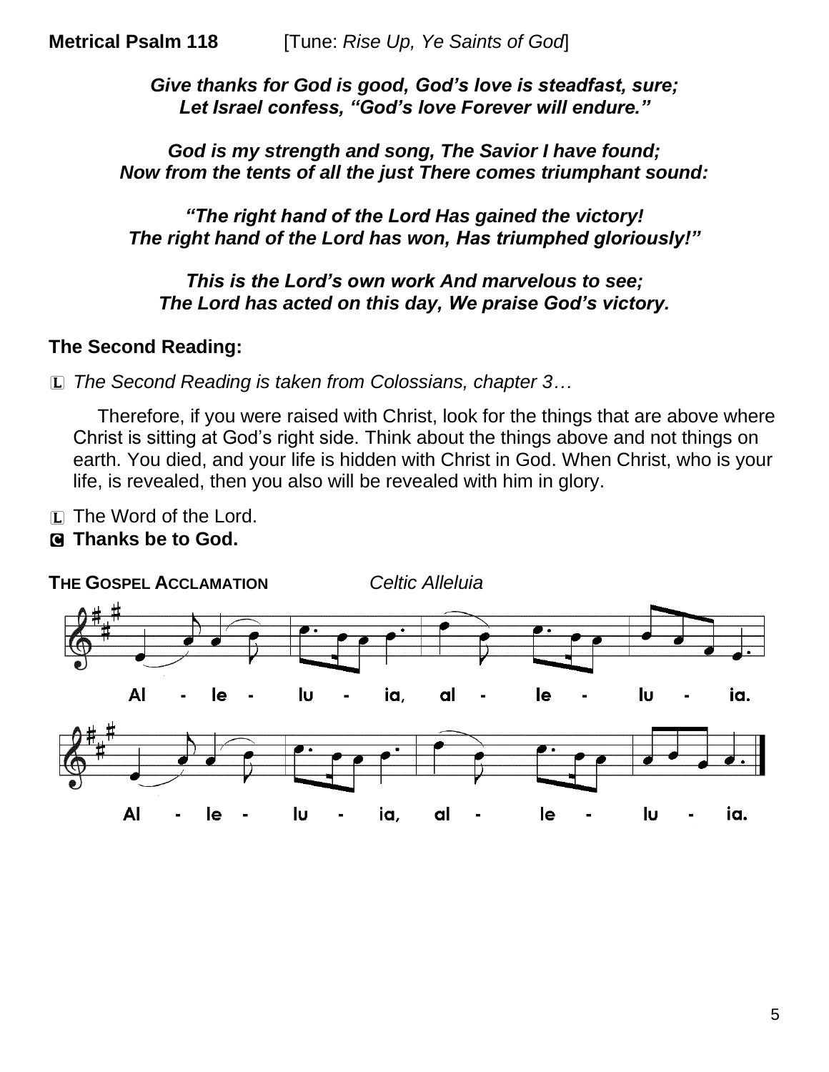**Metrical Psalm 118** [Tune: *Rise Up, Ye Saints of God*]

***Give thanks for God is good, God's love is steadfast, sure;***
***Let Israel confess, "God's love Forever will endure."***

***God is my strength and song, The Savior I have found;***
***Now from the tents of all the just There comes triumphant sound:***

***"The right hand of the Lord Has gained the victory!***
***The right hand of the Lord has won, Has triumphed gloriously!"***

***This is the Lord's own work And marvelous to see;***
***The Lord has acted on this day, We praise God's victory.***

## The Second Reading:

L *The Second Reading is taken from Colossians, chapter 3…*

Therefore, if you were raised with Christ, look for the things that are above where Christ is sitting at God's right side. Think about the things above and not things on earth. You died, and your life is hidden with Christ in God. When Christ, who is your life, is revealed, then you also will be revealed with him in glory.

L The Word of the Lord.
**C Thanks be to God.**

**THE GOSPEL ACCLAMATION** *Celtic Alleluia*

Al - le - lu - ia, al - le - lu - ia.

Al - le - lu - ia, al - le - lu - ia.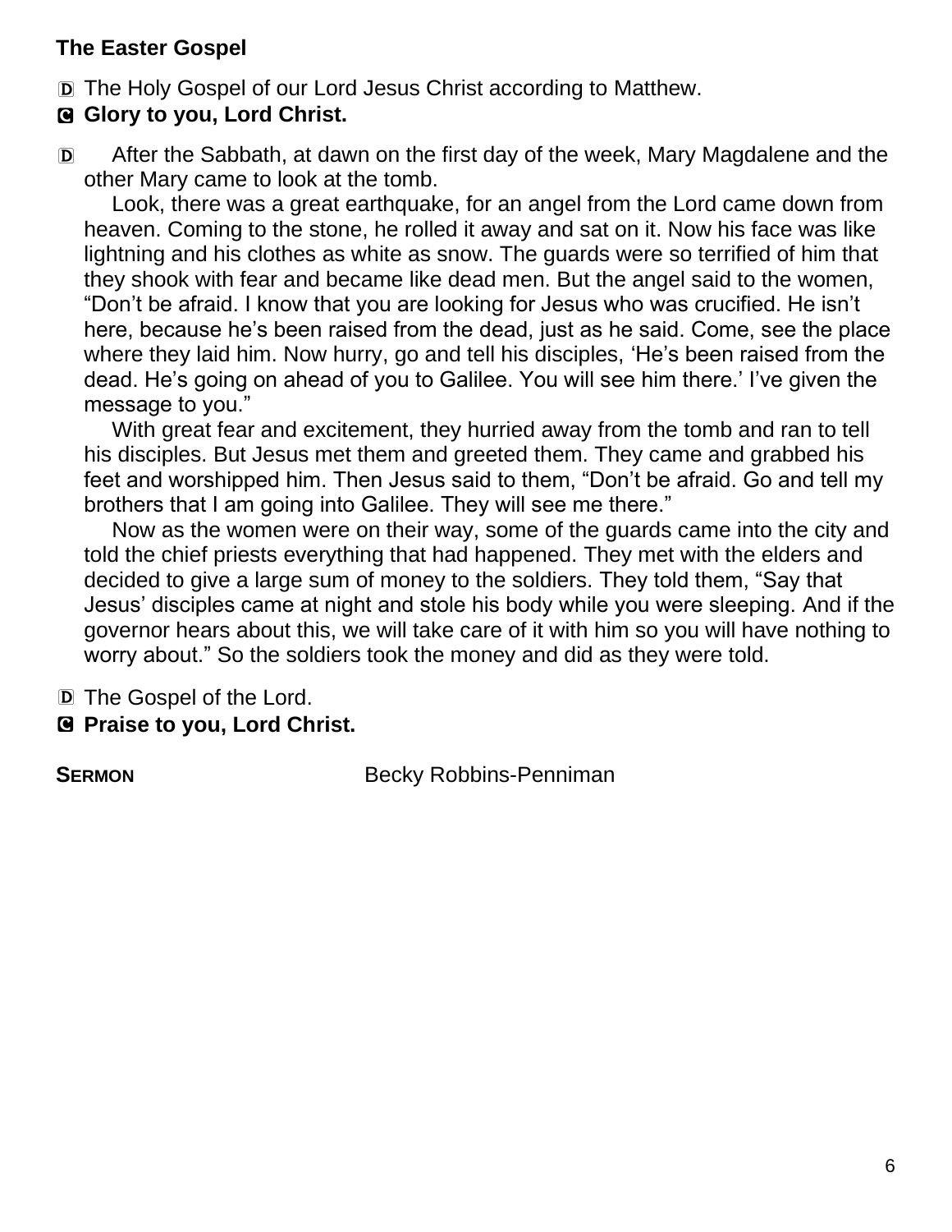**The Easter Gospel**

D The Holy Gospel of our Lord Jesus Christ according to Matthew.

**C Glory to you, Lord Christ.**

D After the Sabbath, at dawn on the first day of the week, Mary Magdalene and the other Mary came to look at the tomb.

Look, there was a great earthquake, for an angel from the Lord came down from heaven. Coming to the stone, he rolled it away and sat on it. Now his face was like lightning and his clothes as white as snow. The guards were so terrified of him that they shook with fear and became like dead men. But the angel said to the women, "Don't be afraid. I know that you are looking for Jesus who was crucified. He isn't here, because he's been raised from the dead, just as he said. Come, see the place where they laid him. Now hurry, go and tell his disciples, 'He's been raised from the dead. He's going on ahead of you to Galilee. You will see him there.' I've given the message to you."

With great fear and excitement, they hurried away from the tomb and ran to tell his disciples. But Jesus met them and greeted them. They came and grabbed his feet and worshipped him. Then Jesus said to them, "Don't be afraid. Go and tell my brothers that I am going into Galilee. They will see me there."

Now as the women were on their way, some of the guards came into the city and told the chief priests everything that had happened. They met with the elders and decided to give a large sum of money to the soldiers. They told them, "Say that Jesus' disciples came at night and stole his body while you were sleeping. And if the governor hears about this, we will take care of it with him so you will have nothing to worry about." So the soldiers took the money and did as they were told.

D The Gospel of the Lord.

**C Praise to you, Lord Christ.**

**SERMON** Becky Robbins-Penniman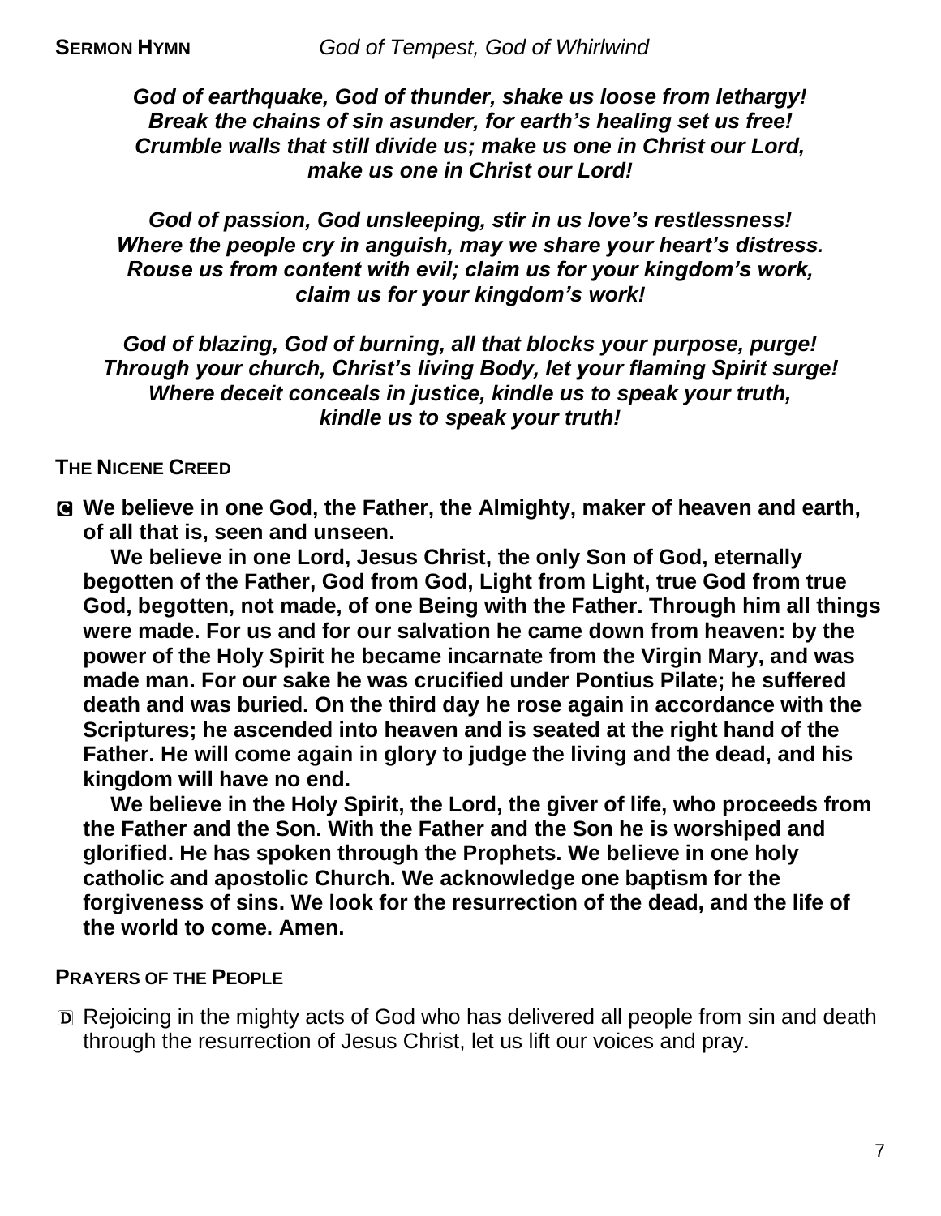**SERMON HYMN** *God of Tempest, God of Whirlwind*

***God of earthquake, God of thunder, shake us loose from lethargy!***
***Break the chains of sin asunder, for earth's healing set us free!***
***Crumble walls that still divide us; make us one in Christ our Lord,***
***make us one in Christ our Lord!***

***God of passion, God unsleeping, stir in us love's restlessness!***
***Where the people cry in anguish, may we share your heart's distress.***
***Rouse us from content with evil; claim us for your kingdom's work,***
***claim us for your kingdom's work!***

***God of blazing, God of burning, all that blocks your purpose, purge!***
***Through your church, Christ's living Body, let your flaming Spirit surge!***
***Where deceit conceals in justice, kindle us to speak your truth,***
***kindle us to speak your truth!***

**THE NICENE CREED**

C **We believe in one God, the Father, the Almighty, maker of heaven and earth, of all that is, seen and unseen.**

**We believe in one Lord, Jesus Christ, the only Son of God, eternally begotten of the Father, God from God, Light from Light, true God from true God, begotten, not made, of one Being with the Father. Through him all things were made. For us and for our salvation he came down from heaven: by the power of the Holy Spirit he became incarnate from the Virgin Mary, and was made man. For our sake he was crucified under Pontius Pilate; he suffered death and was buried. On the third day he rose again in accordance with the Scriptures; he ascended into heaven and is seated at the right hand of the Father. He will come again in glory to judge the living and the dead, and his kingdom will have no end.**

**We believe in the Holy Spirit, the Lord, the giver of life, who proceeds from the Father and the Son. With the Father and the Son he is worshiped and glorified. He has spoken through the Prophets. We believe in one holy catholic and apostolic Church. We acknowledge one baptism for the forgiveness of sins. We look for the resurrection of the dead, and the life of the world to come. Amen.**

**PRAYERS OF THE PEOPLE**

D Rejoicing in the mighty acts of God who has delivered all people from sin and death through the resurrection of Jesus Christ, let us lift our voices and pray.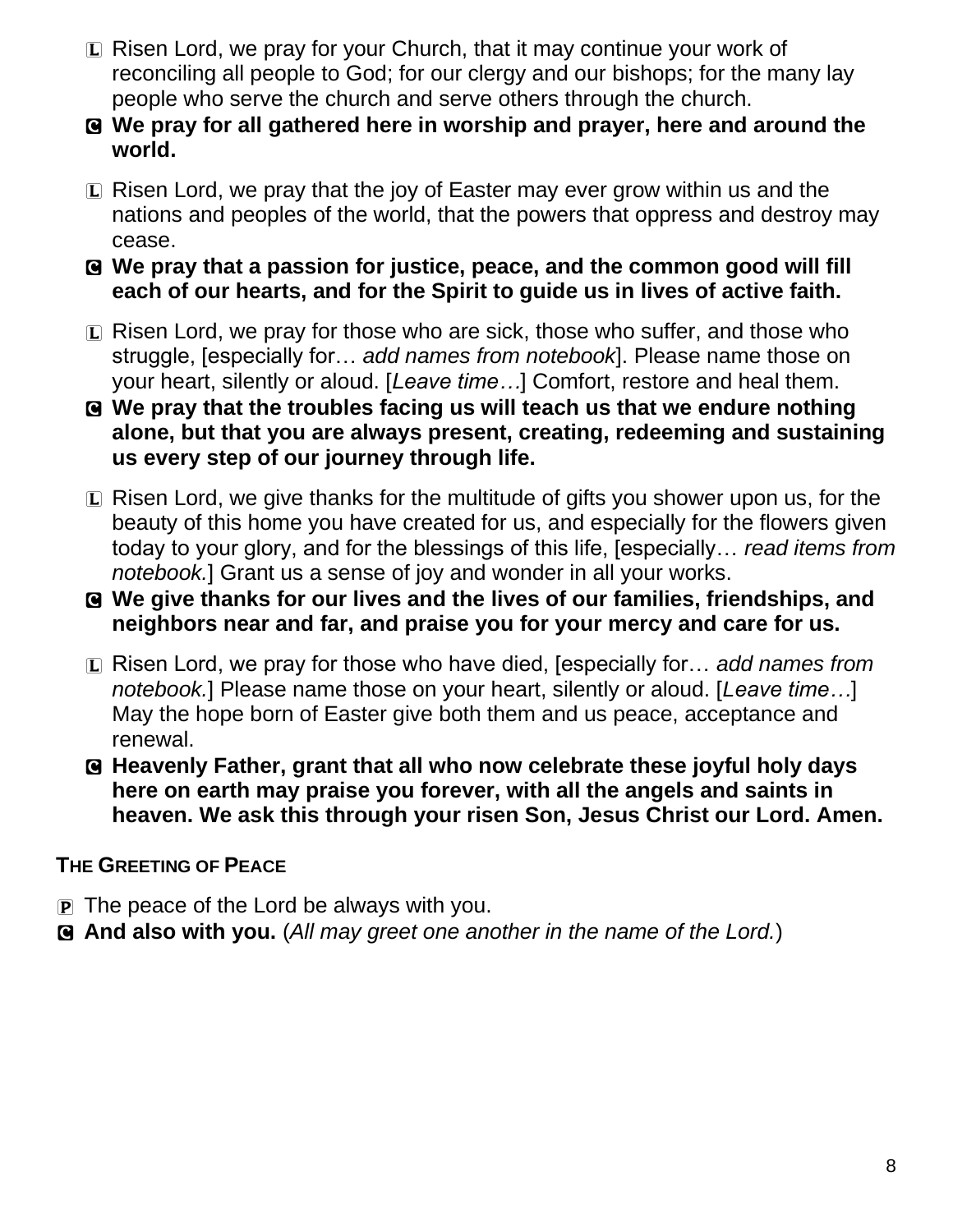L Risen Lord, we pray for your Church, that it may continue your work of reconciling all people to God; for our clergy and our bishops; for the many lay people who serve the church and serve others through the church.

C **We pray for all gathered here in worship and prayer, here and around the world.**

L Risen Lord, we pray that the joy of Easter may ever grow within us and the nations and peoples of the world, that the powers that oppress and destroy may cease.

C **We pray that a passion for justice, peace, and the common good will fill each of our hearts, and for the Spirit to guide us in lives of active faith.**

L Risen Lord, we pray for those who are sick, those who suffer, and those who struggle, [especially for… *add names from notebook*]. Please name those on your heart, silently or aloud. [*Leave time…*] Comfort, restore and heal them.

C **We pray that the troubles facing us will teach us that we endure nothing alone, but that you are always present, creating, redeeming and sustaining us every step of our journey through life.**

L Risen Lord, we give thanks for the multitude of gifts you shower upon us, for the beauty of this home you have created for us, and especially for the flowers given today to your glory, and for the blessings of this life, [especially… *read items from notebook.*] Grant us a sense of joy and wonder in all your works.

C **We give thanks for our lives and the lives of our families, friendships, and neighbors near and far, and praise you for your mercy and care for us.**

L Risen Lord, we pray for those who have died, [especially for… *add names from notebook.*] Please name those on your heart, silently or aloud. [*Leave time…*] May the hope born of Easter give both them and us peace, acceptance and renewal.

C **Heavenly Father, grant that all who now celebrate these joyful holy days here on earth may praise you forever, with all the angels and saints in heaven. We ask this through your risen Son, Jesus Christ our Lord. Amen.**

### THE GREETING OF PEACE

P The peace of the Lord be always with you.

C **And also with you.** (*All may greet one another in the name of the Lord.*)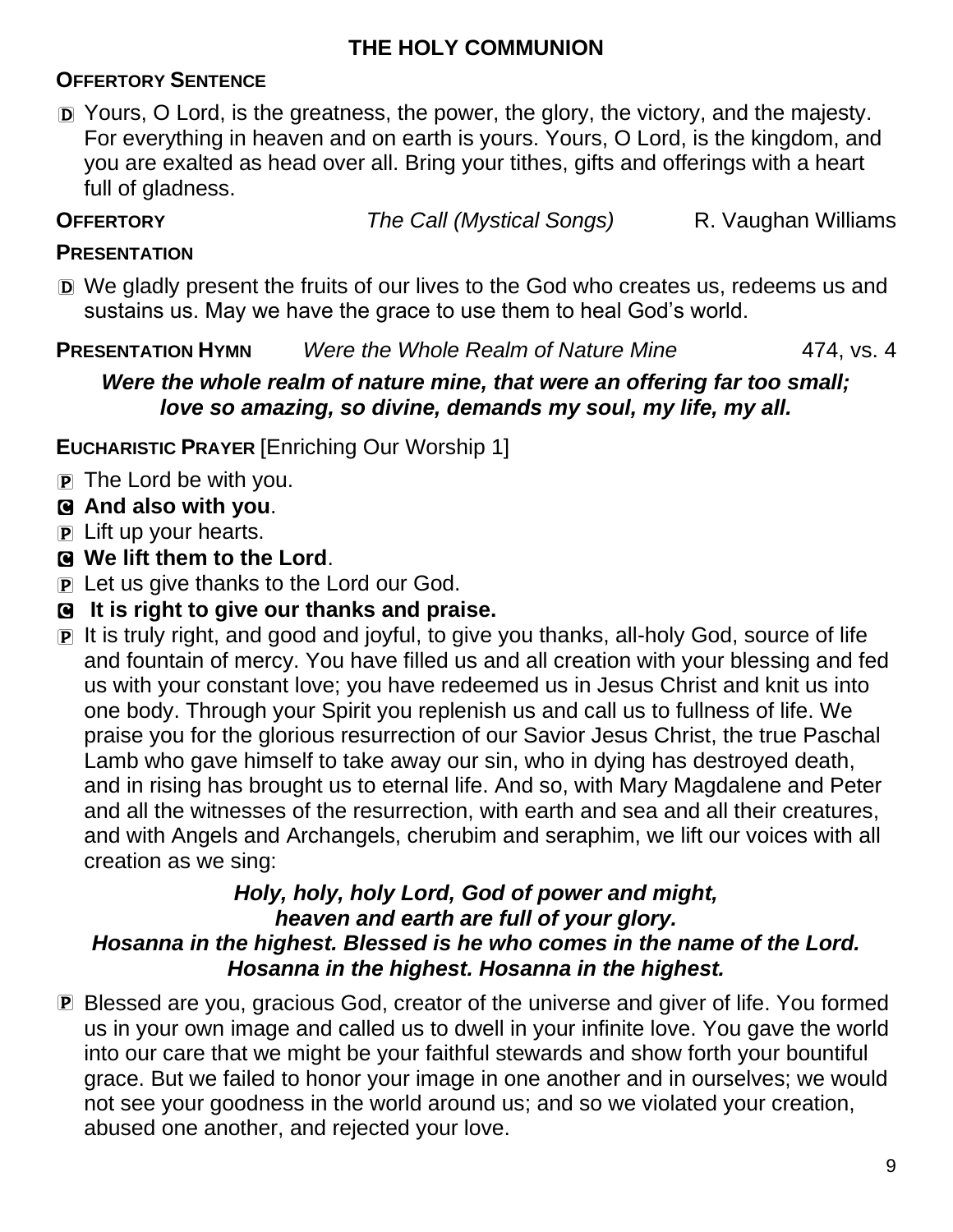# THE HOLY COMMUNION

**OFFERTORY SENTENCE**

D Yours, O Lord, is the greatness, the power, the glory, the victory, and the majesty. For everything in heaven and on earth is yours. Yours, O Lord, is the kingdom, and you are exalted as head over all. Bring your tithes, gifts and offerings with a heart full of gladness.

**OFFERTORY** *The Call (Mystical Songs)* R. Vaughan Williams

**PRESENTATION**

D We gladly present the fruits of our lives to the God who creates us, redeems us and sustains us. May we have the grace to use them to heal God's world.

**PRESENTATION HYMN** *Were the Whole Realm of Nature Mine* 474, vs. 4

***Were the whole realm of nature mine, that were an offering far too small;***
***love so amazing, so divine, demands my soul, my life, my all.***

**EUCHARISTIC PRAYER** [Enriching Our Worship 1]

P The Lord be with you.

C **And also with you**.

P Lift up your hearts.

C **We lift them to the Lord**.

P Let us give thanks to the Lord our God.

C **It is right to give our thanks and praise.**

P It is truly right, and good and joyful, to give you thanks, all-holy God, source of life and fountain of mercy. You have filled us and all creation with your blessing and fed us with your constant love; you have redeemed us in Jesus Christ and knit us into one body. Through your Spirit you replenish us and call us to fullness of life. We praise you for the glorious resurrection of our Savior Jesus Christ, the true Paschal Lamb who gave himself to take away our sin, who in dying has destroyed death, and in rising has brought us to eternal life. And so, with Mary Magdalene and Peter and all the witnesses of the resurrection, with earth and sea and all their creatures, and with Angels and Archangels, cherubim and seraphim, we lift our voices with all creation as we sing:

***Holy, holy, holy Lord, God of power and might,***
***heaven and earth are full of your glory.***
***Hosanna in the highest. Blessed is he who comes in the name of the Lord.***
***Hosanna in the highest. Hosanna in the highest.***

P Blessed are you, gracious God, creator of the universe and giver of life. You formed us in your own image and called us to dwell in your infinite love. You gave the world into our care that we might be your faithful stewards and show forth your bountiful grace. But we failed to honor your image in one another and in ourselves; we would not see your goodness in the world around us; and so we violated your creation, abused one another, and rejected your love.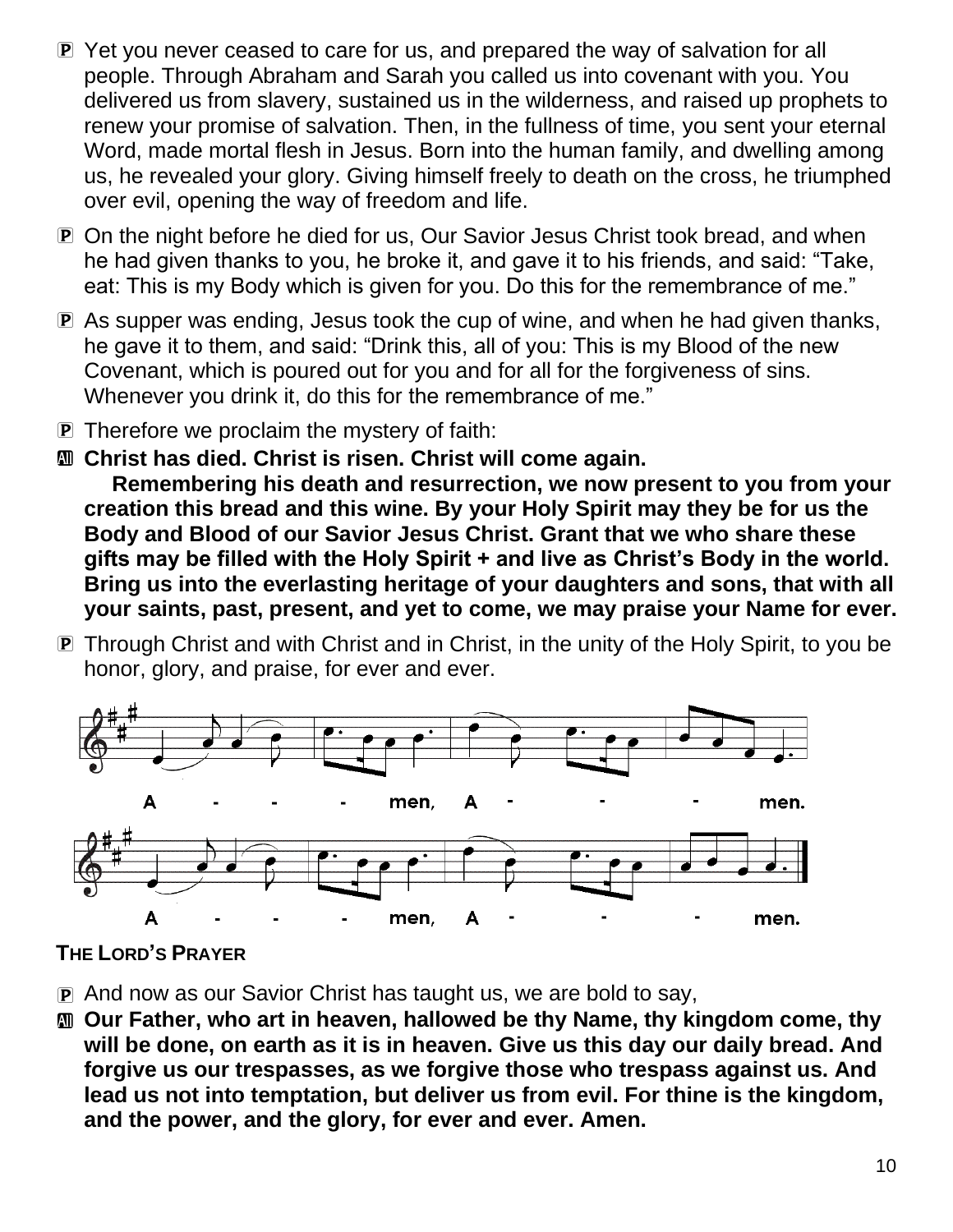P Yet you never ceased to care for us, and prepared the way of salvation for all people. Through Abraham and Sarah you called us into covenant with you. You delivered us from slavery, sustained us in the wilderness, and raised up prophets to renew your promise of salvation. Then, in the fullness of time, you sent your eternal Word, made mortal flesh in Jesus. Born into the human family, and dwelling among us, he revealed your glory. Giving himself freely to death on the cross, he triumphed over evil, opening the way of freedom and life.

P On the night before he died for us, Our Savior Jesus Christ took bread, and when he had given thanks to you, he broke it, and gave it to his friends, and said: "Take, eat: This is my Body which is given for you. Do this for the remembrance of me."

P As supper was ending, Jesus took the cup of wine, and when he had given thanks, he gave it to them, and said: "Drink this, all of you: This is my Blood of the new Covenant, which is poured out for you and for all for the forgiveness of sins. Whenever you drink it, do this for the remembrance of me."

P Therefore we proclaim the mystery of faith:

All **Christ has died. Christ is risen. Christ will come again.**
**Remembering his death and resurrection, we now present to you from your creation this bread and this wine. By your Holy Spirit may they be for us the Body and Blood of our Savior Jesus Christ. Grant that we who share these gifts may be filled with the Holy Spirit + and live as Christ's Body in the world. Bring us into the everlasting heritage of your daughters and sons, that with all your saints, past, present, and yet to come, we may praise your Name for ever.**

P Through Christ and with Christ and in Christ, in the unity of the Holy Spirit, to you be honor, glory, and praise, for ever and ever.

A - - - men, A - - - men.

A - - - men, A - - - men.

**THE LORD'S PRAYER**

P And now as our Savior Christ has taught us, we are bold to say,

All **Our Father, who art in heaven, hallowed be thy Name, thy kingdom come, thy will be done, on earth as it is in heaven. Give us this day our daily bread. And forgive us our trespasses, as we forgive those who trespass against us. And lead us not into temptation, but deliver us from evil. For thine is the kingdom, and the power, and the glory, for ever and ever. Amen.**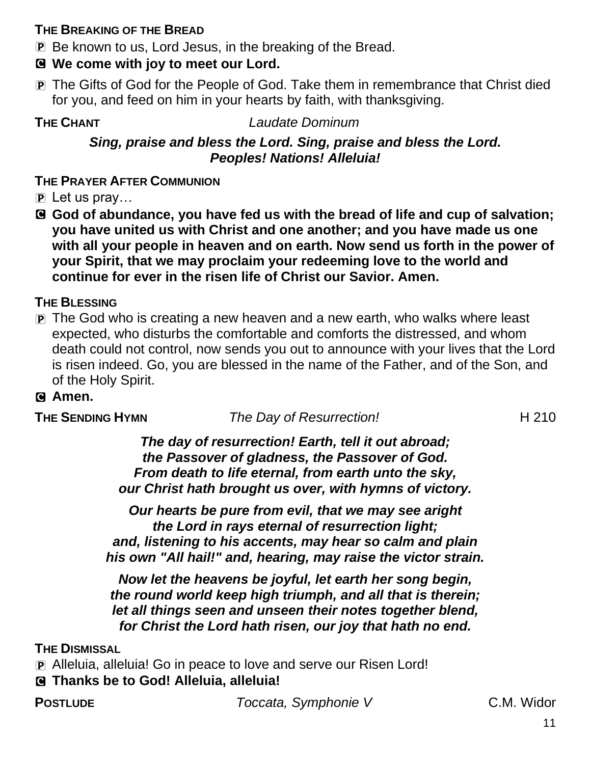**THE BREAKING OF THE BREAD**

P Be known to us, Lord Jesus, in the breaking of the Bread.

C **We come with joy to meet our Lord.**

P The Gifts of God for the People of God. Take them in remembrance that Christ died for you, and feed on him in your hearts by faith, with thanksgiving.

**THE CHANT** *Laudate Dominum*

***Sing, praise and bless the Lord. Sing, praise and bless the Lord.***
***Peoples! Nations! Alleluia!***

**THE PRAYER AFTER COMMUNION**

P Let us pray…

C **God of abundance, you have fed us with the bread of life and cup of salvation; you have united us with Christ and one another; and you have made us one with all your people in heaven and on earth. Now send us forth in the power of your Spirit, that we may proclaim your redeeming love to the world and continue for ever in the risen life of Christ our Savior. Amen.**

**THE BLESSING**

P The God who is creating a new heaven and a new earth, who walks where least expected, who disturbs the comfortable and comforts the distressed, and whom death could not control, now sends you out to announce with your lives that the Lord is risen indeed. Go, you are blessed in the name of the Father, and of the Son, and of the Holy Spirit.

C **Amen.**

**THE SENDING HYMN** *The Day of Resurrection!* H 210

***The day of resurrection! Earth, tell it out abroad;***
***the Passover of gladness, the Passover of God.***
***From death to life eternal, from earth unto the sky,***
***our Christ hath brought us over, with hymns of victory.***

***Our hearts be pure from evil, that we may see aright***
***the Lord in rays eternal of resurrection light;***
***and, listening to his accents, may hear so calm and plain***
***his own "All hail!" and, hearing, may raise the victor strain.***

***Now let the heavens be joyful, let earth her song begin,***
***the round world keep high triumph, and all that is therein;***
***let all things seen and unseen their notes together blend,***
***for Christ the Lord hath risen, our joy that hath no end.***

**THE DISMISSAL**

P Alleluia, alleluia! Go in peace to love and serve our Risen Lord!

C **Thanks be to God! Alleluia, alleluia!**

**POSTLUDE** *Toccata, Symphonie V* C.M. Widor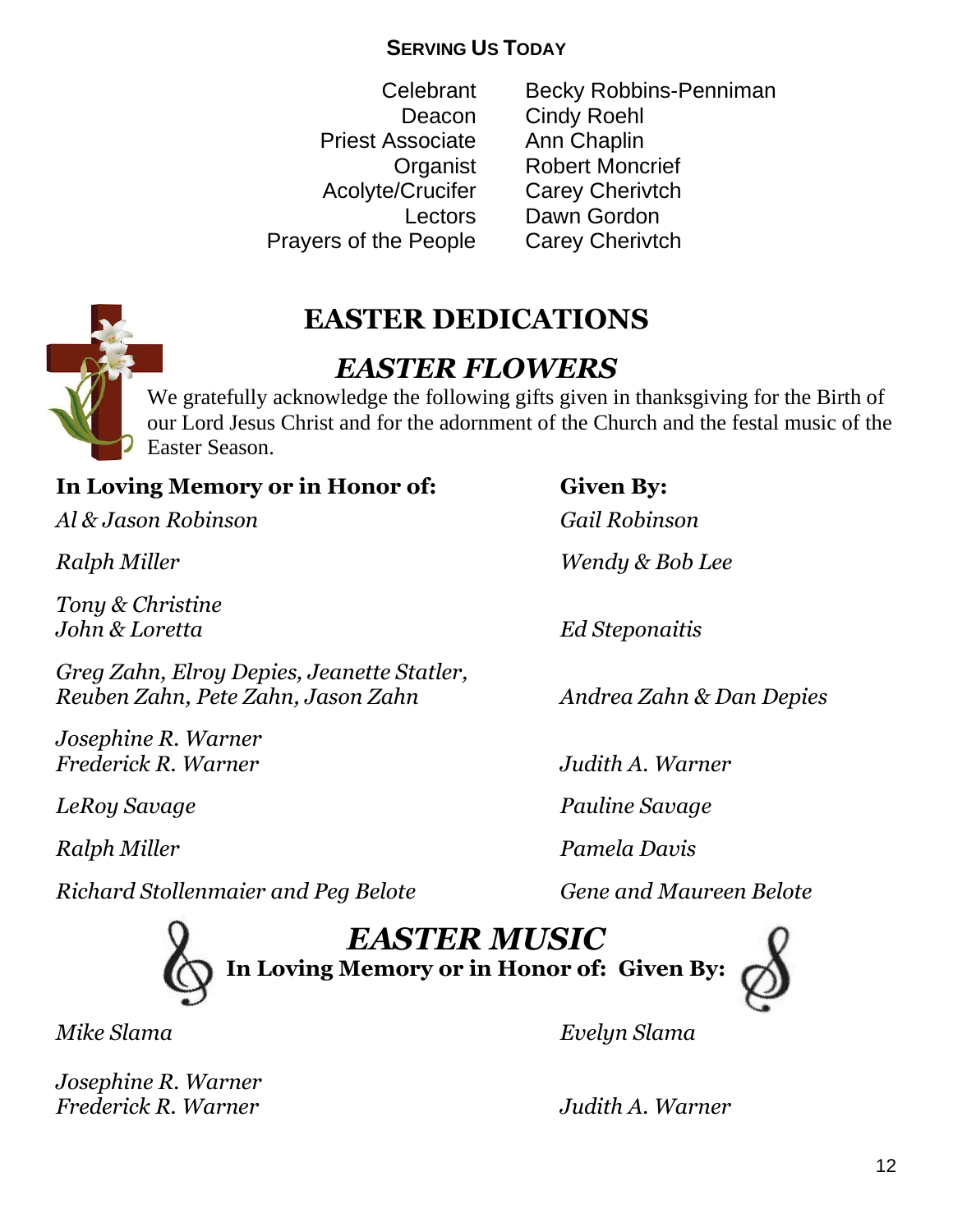**SERVING US TODAY**

| | |
|---|---|
| Celebrant | Becky Robbins-Penniman |
| Deacon | Cindy Roehl |
| Priest Associate | Ann Chaplin |
| Organist | Robert Moncrief |
| Acolyte/Crucifer | Carey Cherivtch |
| Lectors | Dawn Gordon |
| Prayers of the People | Carey Cherivtch |

# EASTER DEDICATIONS

## *EASTER FLOWERS*

We gratefully acknowledge the following gifts given in thanksgiving for the Birth of our Lord Jesus Christ and for the adornment of the Church and the festal music of the Easter Season.

| In Loving Memory or in Honor of: | Given By: |
|---|---|
| *Al & Jason Robinson* | *Gail Robinson* |
| *Ralph Miller* | *Wendy & Bob Lee* |
| *Tony & Christine*<br>*John & Loretta* | *Ed Steponaitis* |
| *Greg Zahn, Elroy Depies, Jeanette Statler,*<br>*Reuben Zahn, Pete Zahn, Jason Zahn* | *Andrea Zahn & Dan Depies* |
| *Josephine R. Warner*<br>*Frederick R. Warner* | *Judith A. Warner* |
| *LeRoy Savage* | *Pauline Savage* |
| *Ralph Miller* | *Pamela Davis* |
| *Richard Stollenmaier and Peg Belote* | *Gene and Maureen Belote* |

## *EASTER MUSIC*

| In Loving Memory or in Honor of: | Given By: |
|---|---|
| *Mike Slama* | *Evelyn Slama* |
| *Josephine R. Warner*<br>*Frederick R. Warner* | *Judith A. Warner* |